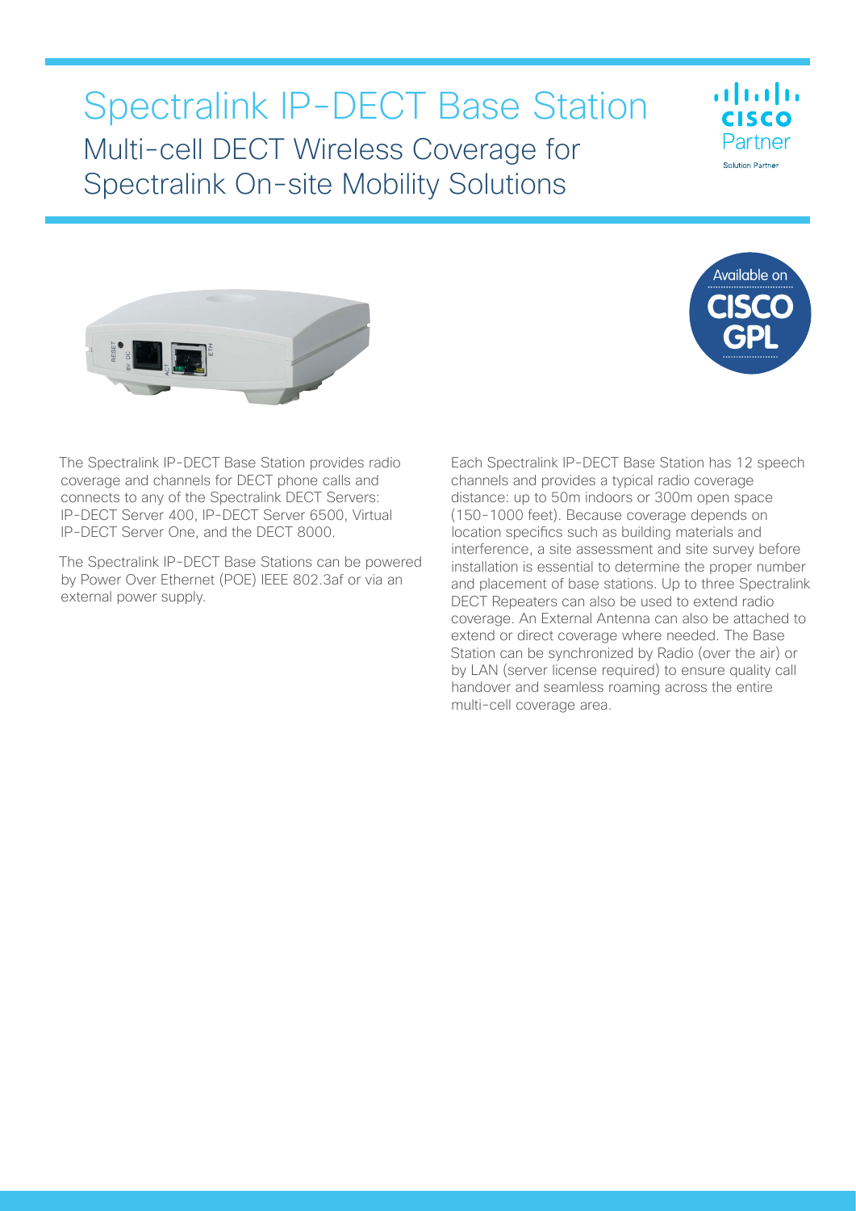# Spectralink IP-DECT Base Station

## Multi-cell DECT Wireless Coverage for Spectralink On-site Mobility Solutions

The Spectralink IP-DECT Base Station provides radio coverage and channels for DECT phone calls and connects to any of the Spectralink DECT Servers: IP-DECT Server 400, IP-DECT Server 6500, Virtual IP-DECT Server One, and the DECT 8000.

The Spectralink IP-DECT Base Stations can be powered by Power Over Ethernet (POE) IEEE 802.3af or via an external power supply.

Each Spectralink IP-DECT Base Station has 12 speech channels and provides a typical radio coverage distance: up to 50m indoors or 300m open space (150-1000 feet). Because coverage depends on location specifics such as building materials and interference, a site assessment and site survey before installation is essential to determine the proper number and placement of base stations. Up to three Spectralink DECT Repeaters can also be used to extend radio coverage. An External Antenna can also be attached to extend or direct coverage where needed. The Base Station can be synchronized by Radio (over the air) or by LAN (server license required) to ensure quality call handover and seamless roaming across the entire multi-cell coverage area.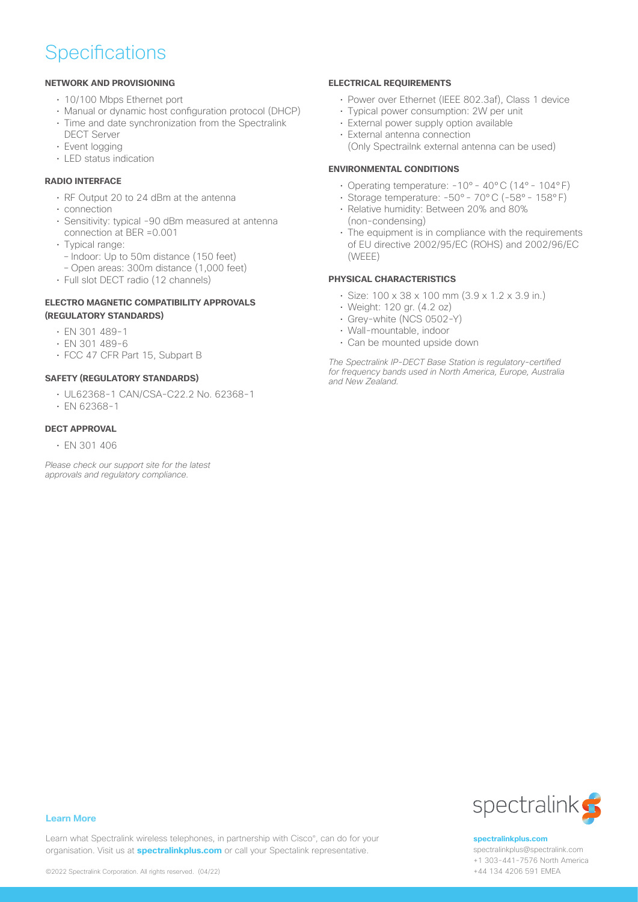# Specifications

### NETWORK AND PROVISIONING

- 10/100 Mbps Ethernet port
- Manual or dynamic host configuration protocol (DHCP)
- Time and date synchronization from the Spectralink DECT Server
- Event logging
- LED status indication

### RADIO INTERFACE

- RF Output 20 to 24 dBm at the antenna
- connection
- Sensitivity: typical -90 dBm measured at antenna connection at BER =0.001
- Typical range:
  - Indoor: Up to 50m distance (150 feet)
  - Open areas: 300m distance (1,000 feet)
- Full slot DECT radio (12 channels)

### ELECTRO MAGNETIC COMPATIBILITY APPROVALS (REGULATORY STANDARDS)

- EN 301 489-1
- EN 301 489-6
- FCC 47 CFR Part 15, Subpart B

### SAFETY (REGULATORY STANDARDS)

- UL62368-1 CAN/CSA-C22.2 No. 62368-1
- EN 62368-1

### DECT APPROVAL

- EN 301 406

*Please check our support site for the latest approvals and regulatory compliance.*

### ELECTRICAL REQUIREMENTS

- Power over Ethernet (IEEE 802.3af), Class 1 device
- Typical power consumption: 2W per unit
- External power supply option available
- External antenna connection (Only Spectrailnk external antenna can be used)

### ENVIRONMENTAL CONDITIONS

- Operating temperature: -10° - 40°C (14° - 104°F)
- Storage temperature: -50° - 70°C (-58° - 158°F)
- Relative humidity: Between 20% and 80% (non-condensing)
- The equipment is in compliance with the requirements of EU directive 2002/95/EC (ROHS) and 2002/96/EC (WEEE)

### PHYSICAL CHARACTERISTICS

- Size: 100 x 38 x 100 mm (3.9 x 1.2 x 3.9 in.)
- Weight: 120 gr. (4.2 oz)
- Grey-white (NCS 0502-Y)
- Wall-mountable, indoor
- Can be mounted upside down

*The Spectralink IP-DECT Base Station is regulatory-certified for frequency bands used in North America, Europe, Australia and New Zealand.*

**Learn More**

Learn what Spectralink wireless telephones, in partnership with Cisco®, can do for your organisation. Visit us at **spectralinkplus.com** or call your Spectalink representative.

spectralink

**spectralinkplus.com**
spectralinkplus@spectralink.com
+1 303-441-7576 North America
+44 134 4206 591 EMEA

©2022 Spectralink Corporation. All rights reserved. (04/22)